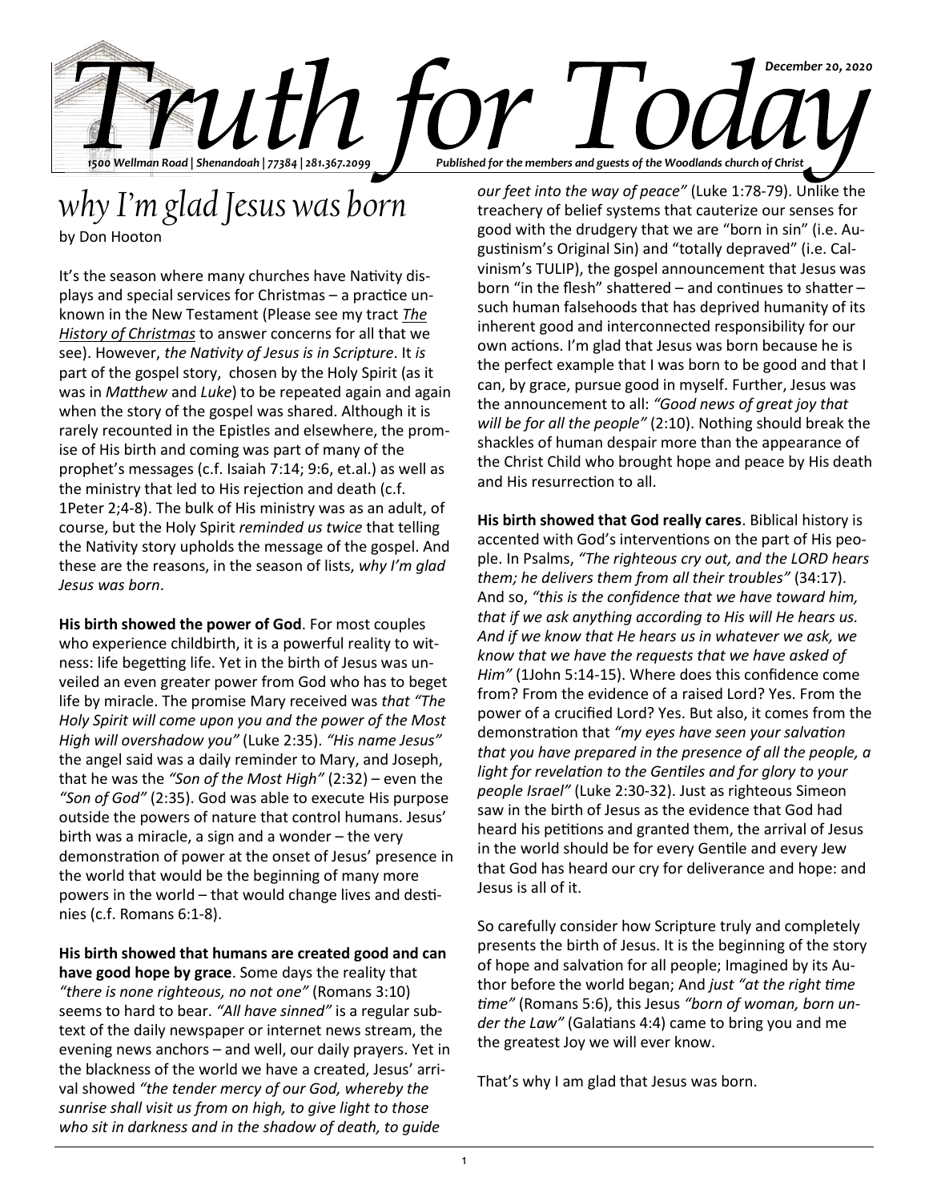# Truth for Today

December 20, 2020

1500 Wellman Road | Shenandoah | 77384 | 281.367.2099

Published for the members and guests of the Woodlands church of Christ

## why I'm glad Jesus was born

by Don Hooton

It's the season where many churches have Nativity displays and special services for Christmas – a practice unknown in the New Testament (Please see my tract ***The History of Christmas*** to answer concerns for all that we see). However, *the Nativity of Jesus is in Scripture*. It *is* part of the gospel story, chosen by the Holy Spirit (as it was in *Matthew* and *Luke*) to be repeated again and again when the story of the gospel was shared. Although it is rarely recounted in the Epistles and elsewhere, the promise of His birth and coming was part of many of the prophet's messages (c.f. Isaiah 7:14; 9:6, et.al.) as well as the ministry that led to His rejection and death (c.f. 1Peter 2;4-8). The bulk of His ministry was as an adult, of course, but the Holy Spirit *reminded us twice* that telling the Nativity story upholds the message of the gospel. And these are the reasons, in the season of lists, *why I'm glad Jesus was born*.

**His birth showed the power of God**. For most couples who experience childbirth, it is a powerful reality to witness: life begetting life. Yet in the birth of Jesus was unveiled an even greater power from God who has to beget life by miracle. The promise Mary received was *that "The Holy Spirit will come upon you and the power of the Most High will overshadow you"* (Luke 2:35). *"His name Jesus"* the angel said was a daily reminder to Mary, and Joseph, that he was the *"Son of the Most High"* (2:32) – even the *"Son of God"* (2:35). God was able to execute His purpose outside the powers of nature that control humans. Jesus' birth was a miracle, a sign and a wonder – the very demonstration of power at the onset of Jesus' presence in the world that would be the beginning of many more powers in the world – that would change lives and destinies (c.f. Romans 6:1-8).

**His birth showed that humans are created good and can have good hope by grace**. Some days the reality that *"there is none righteous, no not one"* (Romans 3:10) seems to hard to bear. *"All have sinned"* is a regular subtext of the daily newspaper or internet news stream, the evening news anchors – and well, our daily prayers. Yet in the blackness of the world we have a created, Jesus' arrival showed *"the tender mercy of our God, whereby the sunrise shall visit us from on high, to give light to those who sit in darkness and in the shadow of death, to guide our feet into the way of peace"* (Luke 1:78-79). Unlike the treachery of belief systems that cauterize our senses for good with the drudgery that we are "born in sin" (i.e. Augustinism's Original Sin) and "totally depraved" (i.e. Calvinism's TULIP), the gospel announcement that Jesus was born "in the flesh" shattered – and continues to shatter – such human falsehoods that has deprived humanity of its inherent good and interconnected responsibility for our own actions. I'm glad that Jesus was born because he is the perfect example that I was born to be good and that I can, by grace, pursue good in myself. Further, Jesus was the announcement to all: *"Good news of great joy that will be for all the people"* (2:10). Nothing should break the shackles of human despair more than the appearance of the Christ Child who brought hope and peace by His death and His resurrection to all.

**His birth showed that God really cares**. Biblical history is accented with God's interventions on the part of His people. In Psalms, *"The righteous cry out, and the LORD hears them; he delivers them from all their troubles"* (34:17). And so, *"this is the confidence that we have toward him, that if we ask anything according to His will He hears us. And if we know that He hears us in whatever we ask, we know that we have the requests that we have asked of Him"* (1John 5:14-15). Where does this confidence come from? From the evidence of a raised Lord? Yes. From the power of a crucified Lord? Yes. But also, it comes from the demonstration that *"my eyes have seen your salvation that you have prepared in the presence of all the people, a light for revelation to the Gentiles and for glory to your people Israel"* (Luke 2:30-32). Just as righteous Simeon saw in the birth of Jesus as the evidence that God had heard his petitions and granted them, the arrival of Jesus in the world should be for every Gentile and every Jew that God has heard our cry for deliverance and hope: and Jesus is all of it.

So carefully consider how Scripture truly and completely presents the birth of Jesus. It is the beginning of the story of hope and salvation for all people; Imagined by its Author before the world began; And *just "at the right time time"* (Romans 5:6), this Jesus *"born of woman, born under the Law"* (Galatians 4:4) came to bring you and me the greatest Joy we will ever know.

That's why I am glad that Jesus was born.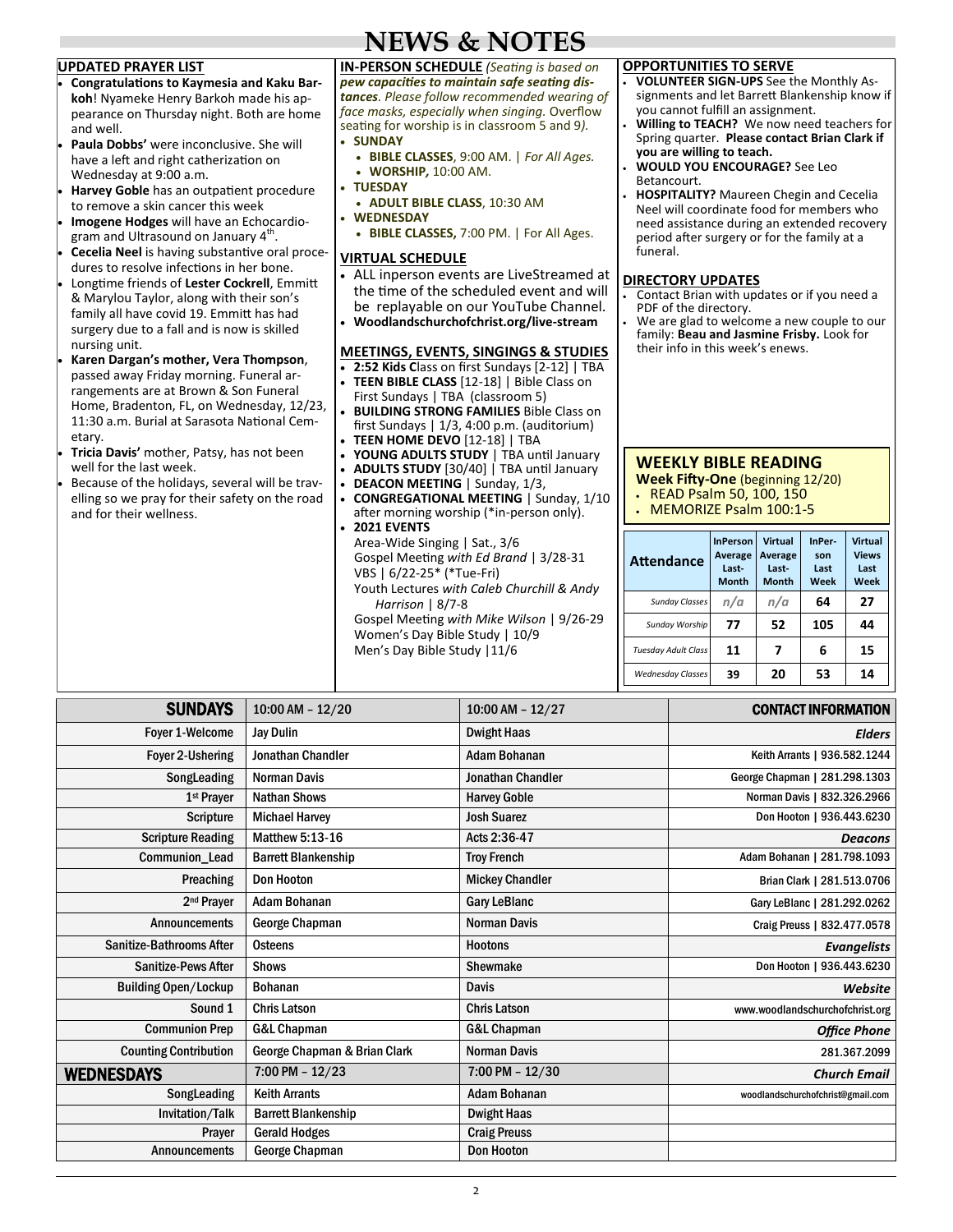# NEWS & NOTES

## UPDATED PRAYER LIST

- **Congratulations to Kaymesia and Kaku Barkoh**! Nyameke Henry Barkoh made his appearance on Thursday night. Both are home and well.
- **Paula Dobbs'** were inconclusive. She will have a left and right catherization on Wednesday at 9:00 a.m.
- **Harvey Goble** has an outpatient procedure to remove a skin cancer this week
- **Imogene Hodges** will have an Echocardiogram and Ultrasound on January 4th.
- **Cecelia Neel** is having substantive oral procedures to resolve infections in her bone.
- Longtime friends of **Lester Cockrell**, Emmitt & Marylou Taylor, along with their son's family all have covid 19. Emmitt has had surgery due to a fall and is now is skilled nursing unit.
- **Karen Dargan's mother, Vera Thompson**, passed away Friday morning. Funeral arrangements are at Brown & Son Funeral Home, Bradenton, FL, on Wednesday, 12/23, 11:30 a.m. Burial at Sarasota National Cemetary.
- **Tricia Davis'** mother, Patsy, has not been well for the last week.
- Because of the holidays, several will be travelling so we pray for their safety on the road and for their wellness.

## IN-PERSON SCHEDULE

*(Seating is based on **pew capacities to maintain safe seating distances**. Please follow recommended wearing of face masks, especially when singing.* Overflow seating for worship is in classroom 5 and 9*).*

- **SUNDAY**
  - **BIBLE CLASSES**, 9:00 AM. | *For All Ages.*
  - **WORSHIP,** 10:00 AM.
- **TUESDAY**
  - **ADULT BIBLE CLASS**, 10:30 AM
- **WEDNESDAY**
  - **BIBLE CLASSES,** 7:00 PM. | For All Ages.

## VIRTUAL SCHEDULE

- ALL inperson events are LiveStreamed at the time of the scheduled event and will be replayable on our YouTube Channel.
- **Woodlandschurchofchrist.org/live-stream**

## MEETINGS, EVENTS, SINGINGS & STUDIES

- **2:52 Kids C**lass on first Sundays [2-12] | TBA
- **TEEN BIBLE CLASS** [12-18] | Bible Class on First Sundays | TBA (classroom 5)
- **BUILDING STRONG FAMILIES** Bible Class on first Sundays | 1/3, 4:00 p.m. (auditorium)
- **TEEN HOME DEVO** [12-18] | TBA
- **YOUNG ADULTS STUDY** | TBA until January
- **ADULTS STUDY** [30/40] | TBA until January
- **DEACON MEETING** | Sunday, 1/3,
- **CONGREGATIONAL MEETING** | Sunday, 1/10 after morning worship (*in-person only).
- **2021 EVENTS**
  - Area-Wide Singing | Sat., 3/6
  - Gospel Meeting *with Ed Brand* | 3/28-31
  - VBS | 6/22-25* (*Tue-Fri)
  - Youth Lectures *with Caleb Churchill & Andy Harrison* | 8/7-8
  - Gospel Meeting *with Mike Wilson* | 9/26-29
  - Women's Day Bible Study | 10/9
  - Men's Day Bible Study |11/6

## OPPORTUNITIES TO SERVE

- **VOLUNTEER SIGN-UPS** See the Monthly Assignments and let Barrett Blankenship know if you cannot fulfill an assignment.
- **Willing to TEACH?** We now need teachers for Spring quarter. **Please contact Brian Clark if you are willing to teach.**
- **WOULD YOU ENCOURAGE?** See Leo Betancourt.
- **HOSPITALITY?** Maureen Chegin and Cecelia Neel will coordinate food for members who need assistance during an extended recovery period after surgery or for the family at a funeral.

## DIRECTORY UPDATES

- Contact Brian with updates or if you need a PDF of the directory.
- We are glad to welcome a new couple to our family: **Beau and Jasmine Frisby.** Look for their info in this week's enews.

## WEEKLY BIBLE READING

**Week Fifty-One** (beginning 12/20)

- READ Psalm 50, 100, 150
- MEMORIZE Psalm 100:1-5

| Attendance | InPerson Average Last-Month | Virtual Average Last-Month | InPerson Last Week | Virtual Views Last Week |
|---|---|---|---|---|
| *Sunday Classes* | *n/a* | *n/a* | 64 | 27 |
| *Sunday Worship* | 77 | 52 | 105 | 44 |
| *Tuesday Adult Class* | 11 | 7 | 6 | 15 |
| *Wednesday Classes* | 39 | 20 | 53 | 14 |

| SUNDAYS | 10:00 AM – 12/20 | 10:00 AM – 12/27 |
|---|---|---|
| Foyer 1-Welcome | Jay Dulin | Dwight Haas |
| Foyer 2-Ushering | Jonathan Chandler | Adam Bohanan |
| SongLeading | Norman Davis | Jonathan Chandler |
| 1st Prayer | Nathan Shows | Harvey Goble |
| Scripture | Michael Harvey | Josh Suarez |
| Scripture Reading | Matthew 5:13-16 | Acts 2:36-47 |
| Communion_Lead | Barrett Blankenship | Troy French |
| Preaching | Don Hooton | Mickey Chandler |
| 2nd Prayer | Adam Bohanan | Gary LeBlanc |
| Announcements | George Chapman | Norman Davis |
| Sanitize-Bathrooms After | Osteens | Hootons |
| Sanitize-Pews After | Shows | Shewmake |
| Building Open/Lockup | Bohanan | Davis |
| Sound 1 | Chris Latson | Chris Latson |
| Communion Prep | G&L Chapman | G&L Chapman |
| Counting Contribution | George Chapman & Brian Clark | Norman Davis |
| **WEDNESDAYS** | 7:00 PM – 12/23 | 7:00 PM – 12/30 |
| SongLeading | Keith Arrants | Adam Bohanan |
| Invitation/Talk | Barrett Blankenship | Dwight Haas |
| Prayer | Gerald Hodges | Craig Preuss |
| Announcements | George Chapman | Don Hooton |

## CONTACT INFORMATION

***Elders***

- Keith Arrants | 936.582.1244
- George Chapman | 281.298.1303
- Norman Davis | 832.326.2966
- Don Hooton | 936.443.6230

***Deacons***

- Adam Bohanan | 281.798.1093
- Brian Clark | 281.513.0706
- Gary LeBlanc | 281.292.0262
- Craig Preuss | 832.477.0578

***Evangelists***

- Don Hooton | 936.443.6230

***Website***

www.woodlandschurchofchrist.org

***Office Phone***

281.367.2099

***Church Email***

woodlandschurchofchrist@gmail.com